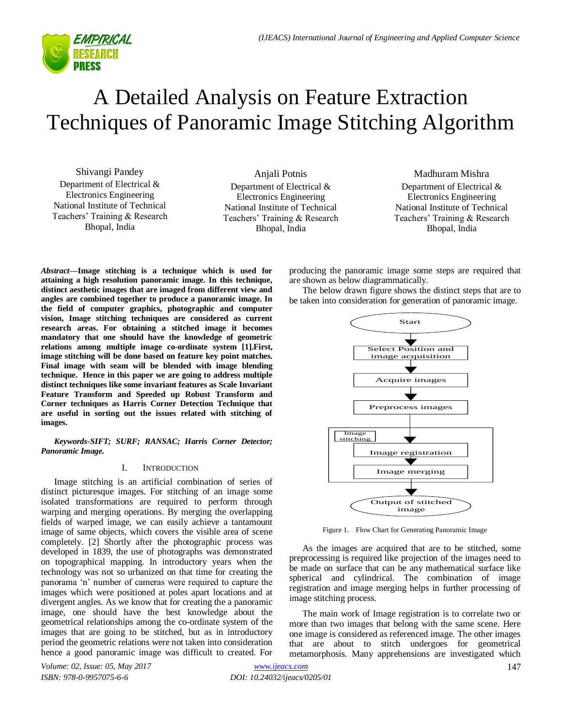# A Detailed Analysis on Feature Extraction Techniques of Panoramic Image Stitching Algorithm

Shivangi Pandey
Department of Electrical & Electronics Engineering
National Institute of Technical Teachers' Training & Research
Bhopal, India

Anjali Potnis
Department of Electrical & Electronics Engineering
National Institute of Technical Teachers' Training & Research
Bhopal, India

Madhuram Mishra
Department of Electrical & Electronics Engineering
National Institute of Technical Teachers' Training & Research
Bhopal, India

***Abstract*—Image stitching is a technique which is used for attaining a high resolution panoramic image. In this technique, distinct aesthetic images that are imaged from different view and angles are combined together to produce a panoramic image. In the field of computer graphics, photographic and computer vision, Image stitching techniques are considered as current research areas. For obtaining a stitched image it becomes mandatory that one should have the knowledge of geometric relations among multiple image co-ordinate system [1].First, image stitching will be done based on feature key point matches. Final image with seam will be blended with image blending technique. Hence in this paper we are going to address multiple distinct techniques like some invariant features as Scale Invariant Feature Transform and Speeded up Robust Transform and Corner techniques as Harris Corner Detection Technique that are useful in sorting out the issues related with stitching of images.**

***Keywords-SIFT; SURF; RANSAC; Harris Corner Detector; Panoramic Image.***

## I. Introduction

Image stitching is an artificial combination of series of distinct picturesque images. For stitching of an image some isolated transformations are required to perform through warping and merging operations. By merging the overlapping fields of warped image, we can easily achieve a tantamount image of same objects, which covers the visible area of scene completely. [2] Shortly after the photographic process was developed in 1839, the use of photographs was demonstrated on topographical mapping. In introductory years when the technology was not so urbanized on that time for creating the panorama 'n' number of cameras were required to capture the images which were positioned at poles apart locations and at divergent angles. As we know that for creating the a panoramic image, one should have the best knowledge about the geometrical relationships among the co-ordinate system of the images that are going to be stitched, but as in introductory period the geometric relations were not taken into consideration hence a good panoramic image was difficult to created. For producing the panoramic image some steps are required that are shown as below diagrammatically.

The below drawn figure shows the distinct steps that are to be taken into consideration for generation of panoramic image.

Start → Select Position and image acquisition → Acquire images → Preprocess images → [Image stitching: Image registration → Image merging] → Output of stitched image

Figure 1. Flow Chart for Generating Panoramic Image

As the images are acquired that are to be stitched, some preprocessing is required like projection of the images need to be made on surface that can be any mathematical surface like spherical and cylindrical. The combination of image registration and image merging helps in further processing of image stitching process.

The main work of Image registration is to correlate two or more than two images that belong with the same scene. Here one image is considered as referenced image. The other images that are about to stitch undergoes for geometrical metamorphosis. Many apprehensions are investigated which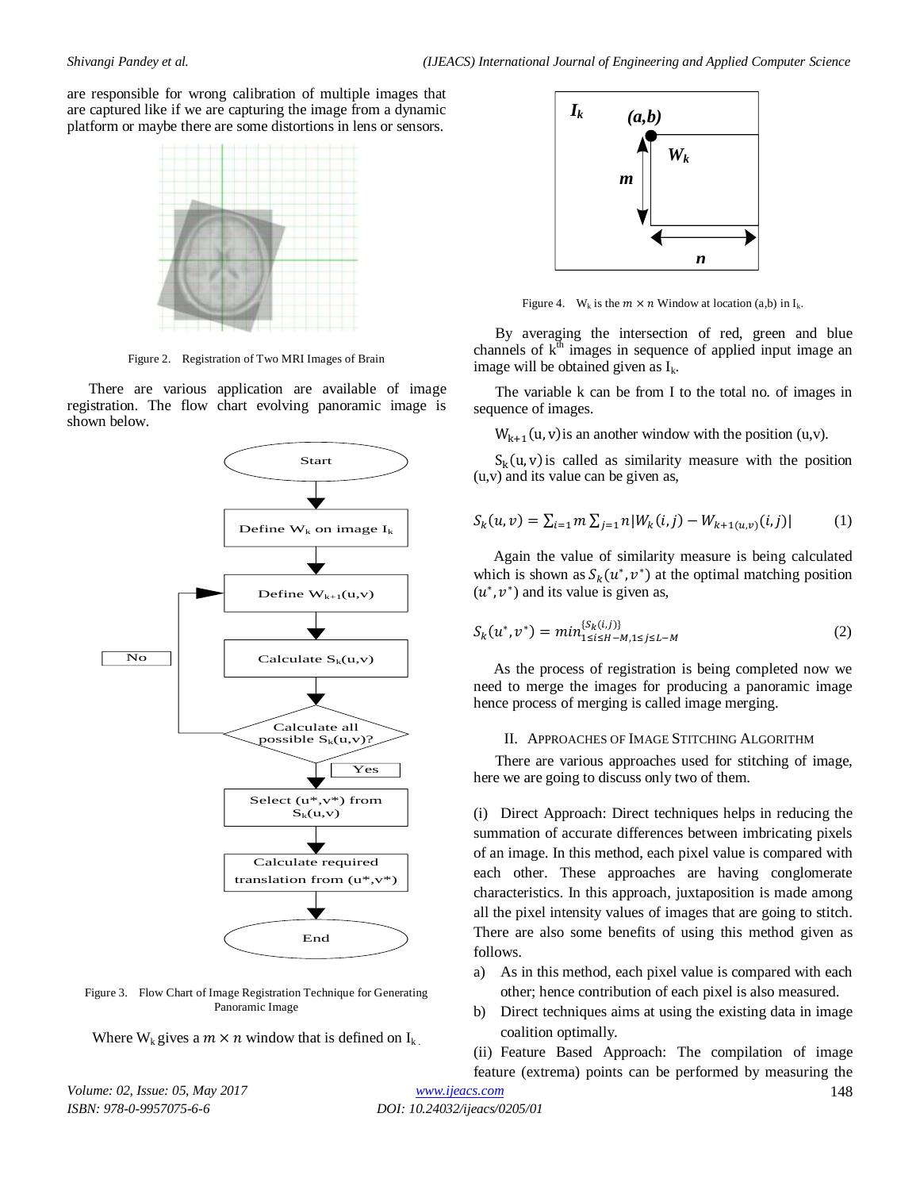are responsible for wrong calibration of multiple images that are captured like if we are capturing the image from a dynamic platform or maybe there are some distortions in lens or sensors.

Figure 2. Registration of Two MRI Images of Brain

There are various application are available of image registration. The flow chart evolving panoramic image is shown below.

Figure 3. Flow Chart of Image Registration Technique for Generating Panoramic Image

Where $W_k$ gives a $m \times n$ window that is defined on $I_k$.

Figure 4. $W_k$ is the $m \times n$ Window at location (a,b) in $I_k$.

By averaging the intersection of red, green and blue channels of $k^{th}$ images in sequence of applied input image an image will be obtained given as $I_k$.

The variable k can be from I to the total no. of images in sequence of images.

$W_{k+1}(u,v)$ is an another window with the position (u,v).

$S_k(u,v)$ is called as similarity measure with the position (u,v) and its value can be given as,

$$S_k(u,v) = \sum_{i=1} m \sum_{j=1} n |W_k(i,j) - W_{k+1(u,v)}(i,j)| \tag{1}$$

Again the value of similarity measure is being calculated which is shown as $S_k(u^*,v^*)$ at the optimal matching position $(u^*,v^*)$ and its value is given as,

$$S_k(u^*,v^*) = min_{1\le i\le H-M, 1\le j\le L-M}^{\{S_k(i,j)\}} \tag{2}$$

As the process of registration is being completed now we need to merge the images for producing a panoramic image hence process of merging is called image merging.

## II. Approaches of Image Stitching Algorithm

There are various approaches used for stitching of image, here we are going to discuss only two of them.

(i) Direct Approach: Direct techniques helps in reducing the summation of accurate differences between imbricating pixels of an image. In this method, each pixel value is compared with each other. These approaches are having conglomerate characteristics. In this approach, juxtaposition is made among all the pixel intensity values of images that are going to stitch. There are also some benefits of using this method given as follows.

a) As in this method, each pixel value is compared with each other; hence contribution of each pixel is also measured.

b) Direct techniques aims at using the existing data in image coalition optimally.

(ii) Feature Based Approach: The compilation of image feature (extrema) points can be performed by measuring the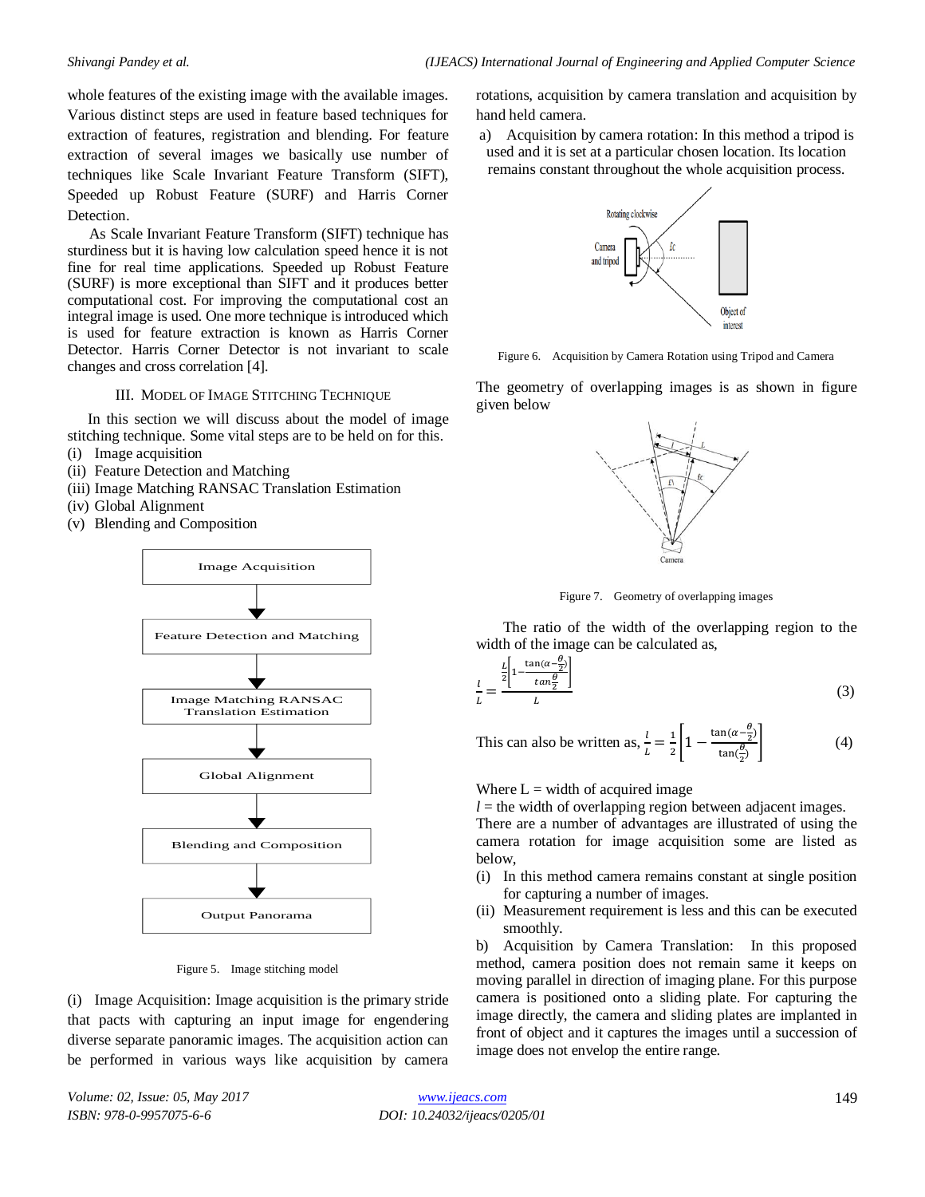whole features of the existing image with the available images. Various distinct steps are used in feature based techniques for extraction of features, registration and blending. For feature extraction of several images we basically use number of techniques like Scale Invariant Feature Transform (SIFT), Speeded up Robust Feature (SURF) and Harris Corner Detection.

As Scale Invariant Feature Transform (SIFT) technique has sturdiness but it is having low calculation speed hence it is not fine for real time applications. Speeded up Robust Feature (SURF) is more exceptional than SIFT and it produces better computational cost. For improving the computational cost an integral image is used. One more technique is introduced which is used for feature extraction is known as Harris Corner Detector. Harris Corner Detector is not invariant to scale changes and cross correlation [4].

## III. Model of Image Stitching Technique

In this section we will discuss about the model of image stitching technique. Some vital steps are to be held on for this.

(i) Image acquisition
(ii) Feature Detection and Matching
(iii) Image Matching RANSAC Translation Estimation
(iv) Global Alignment
(v) Blending and Composition

Image Acquisition → Feature Detection and Matching → Image Matching RANSAC Translation Estimation → Global Alignment → Blending and Composition → Output Panorama

Figure 5. Image stitching model

(i) Image Acquisition: Image acquisition is the primary stride that pacts with capturing an input image for engendering diverse separate panoramic images. The acquisition action can be performed in various ways like acquisition by camera rotations, acquisition by camera translation and acquisition by hand held camera.

a) Acquisition by camera rotation: In this method a tripod is used and it is set at a particular chosen location. Its location remains constant throughout the whole acquisition process.

Figure 6. Acquisition by Camera Rotation using Tripod and Camera

The geometry of overlapping images is as shown in figure given below

Figure 7. Geometry of overlapping images

The ratio of the width of the overlapping region to the width of the image can be calculated as,

$$\frac{l}{L} = \frac{\frac{L}{2}\left[1 - \frac{\tan(\alpha - \frac{\theta}{2})}{\tan\frac{\theta}{2}}\right]}{L} \tag{3}$$

This can also be written as, $\frac{l}{L} = \frac{1}{2}\left[1 - \frac{\tan(\alpha - \frac{\theta}{2})}{\tan(\frac{\theta}{2})}\right]$ (4)

Where L = width of acquired image
$l$ = the width of overlapping region between adjacent images.
There are a number of advantages are illustrated of using the camera rotation for image acquisition some are listed as below,

(i) In this method camera remains constant at single position for capturing a number of images.
(ii) Measurement requirement is less and this can be executed smoothly.

b) Acquisition by Camera Translation: In this proposed method, camera position does not remain same it keeps on moving parallel in direction of imaging plane. For this purpose camera is positioned onto a sliding plate. For capturing the image directly, the camera and sliding plates are implanted in front of object and it captures the images until a succession of image does not envelop the entire range.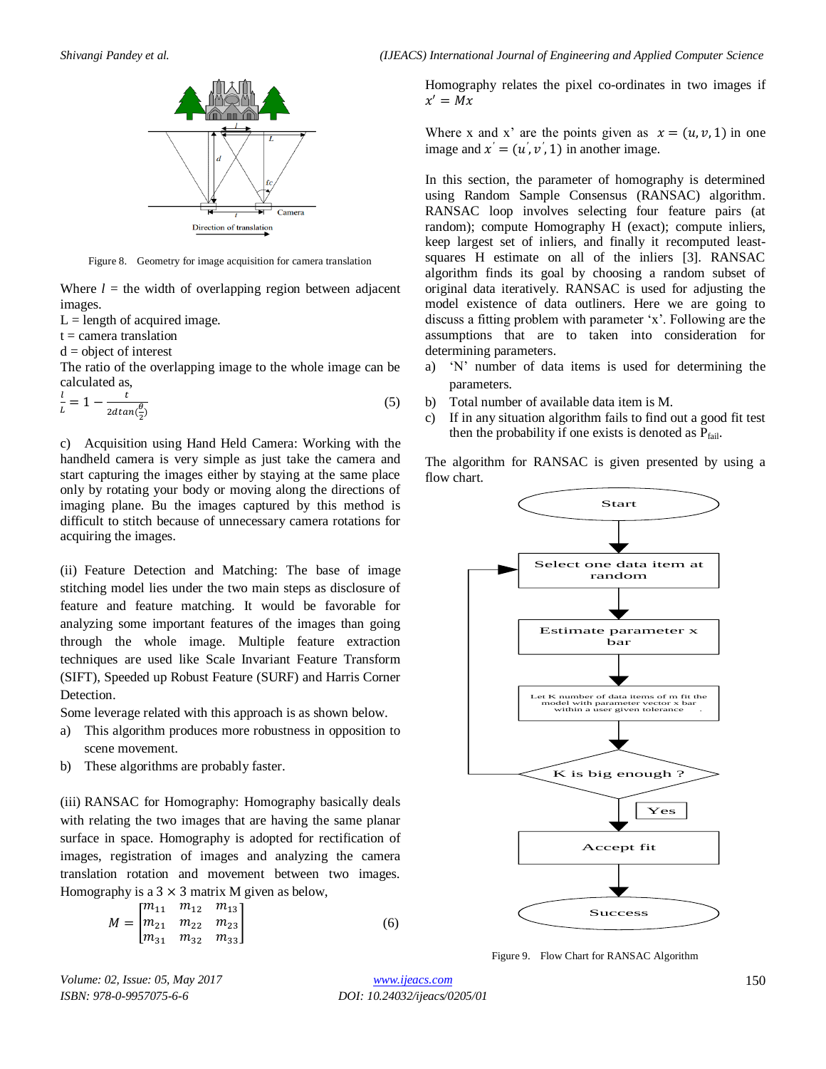Figure 8. Geometry for image acquisition for camera translation

Where $l$ = the width of overlapping region between adjacent images.
L = length of acquired image.
t = camera translation
d = object of interest
The ratio of the overlapping image to the whole image can be calculated as,

$$\frac{l}{L} = 1 - \frac{t}{2d\tan(\frac{\theta}{2})} \tag{5}$$

c) Acquisition using Hand Held Camera: Working with the handheld camera is very simple as just take the camera and start capturing the images either by staying at the same place only by rotating your body or moving along the directions of imaging plane. Bu the images captured by this method is difficult to stitch because of unnecessary camera rotations for acquiring the images.

(ii) Feature Detection and Matching: The base of image stitching model lies under the two main steps as disclosure of feature and feature matching. It would be favorable for analyzing some important features of the images than going through the whole image. Multiple feature extraction techniques are used like Scale Invariant Feature Transform (SIFT), Speeded up Robust Feature (SURF) and Harris Corner Detection.

Some leverage related with this approach is as shown below.

a) This algorithm produces more robustness in opposition to scene movement.
b) These algorithms are probably faster.

(iii) RANSAC for Homography: Homography basically deals with relating the two images that are having the same planar surface in space. Homography is adopted for rectification of images, registration of images and analyzing the camera translation rotation and movement between two images. Homography is a $3 \times 3$ matrix M given as below,

$$M = \begin{bmatrix} m_{11} & m_{12} & m_{13} \\ m_{21} & m_{22} & m_{23} \\ m_{31} & m_{32} & m_{33} \end{bmatrix} \tag{6}$$

Homography relates the pixel co-ordinates in two images if $x' = Mx$

Where x and x' are the points given as $x = (u, v, 1)$ in one image and $x' = (u', v', 1)$ in another image.

In this section, the parameter of homography is determined using Random Sample Consensus (RANSAC) algorithm. RANSAC loop involves selecting four feature pairs (at random); compute Homography H (exact); compute inliers, keep largest set of inliers, and finally it recomputed least-squares H estimate on all of the inliers [3]. RANSAC algorithm finds its goal by choosing a random subset of original data iteratively. RANSAC is used for adjusting the model existence of data outliners. Here we are going to discuss a fitting problem with parameter 'x'. Following are the assumptions that are to taken into consideration for determining parameters.

a) 'N' number of data items is used for determining the parameters.
b) Total number of available data item is M.
c) If in any situation algorithm fails to find out a good fit test then the probability if one exists is denoted as $P_{fail}$.

The algorithm for RANSAC is given presented by using a flow chart.

Start → Select one data item at random → Estimate parameter x bar → Let K number of data items of m fit the model with parameter vector x bar within a user given tolerance → K is big enough ? → Yes → Accept fit → Success

Figure 9. Flow Chart for RANSAC Algorithm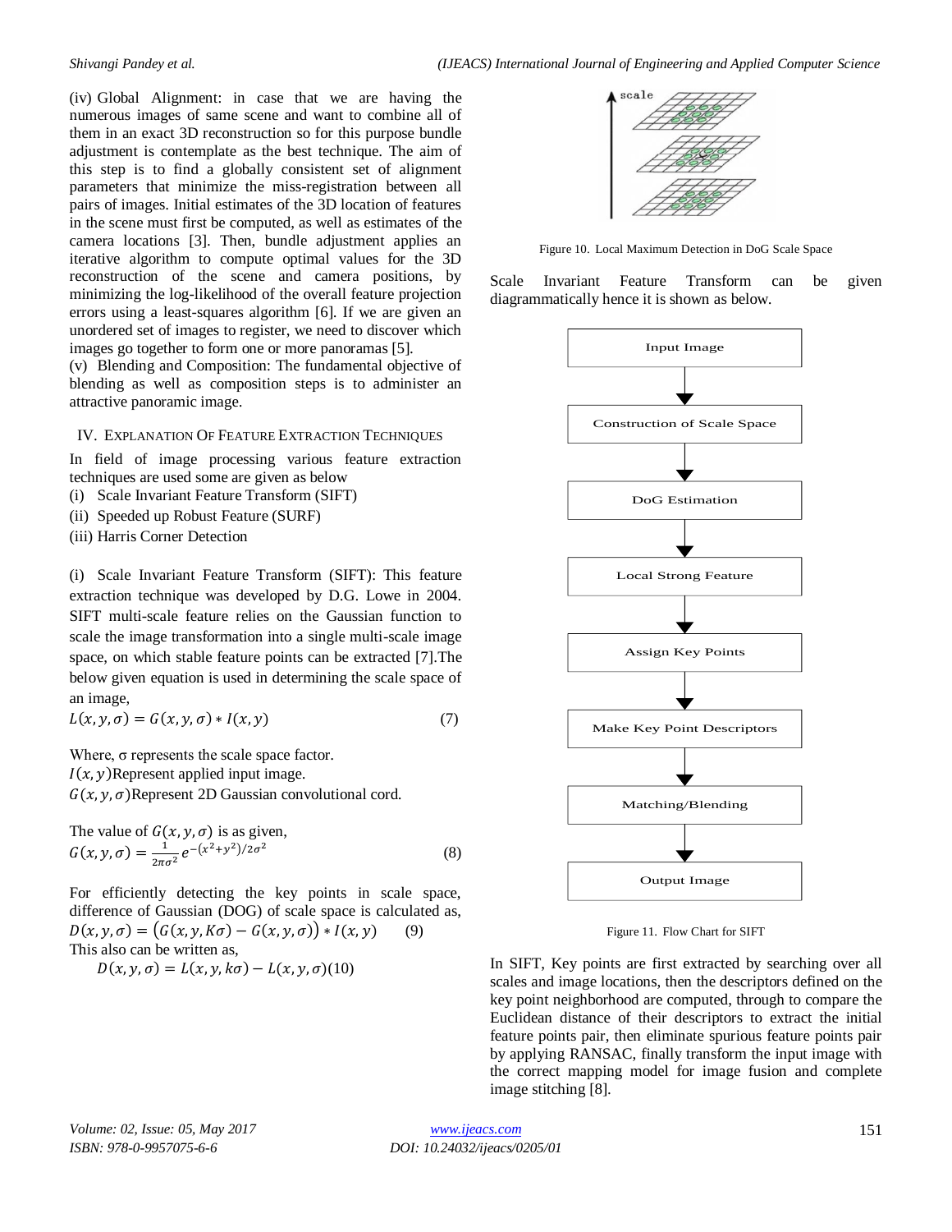(iv) Global Alignment: in case that we are having the numerous images of same scene and want to combine all of them in an exact 3D reconstruction so for this purpose bundle adjustment is contemplate as the best technique. The aim of this step is to find a globally consistent set of alignment parameters that minimize the miss-registration between all pairs of images. Initial estimates of the 3D location of features in the scene must first be computed, as well as estimates of the camera locations [3]. Then, bundle adjustment applies an iterative algorithm to compute optimal values for the 3D reconstruction of the scene and camera positions, by minimizing the log-likelihood of the overall feature projection errors using a least-squares algorithm [6]. If we are given an unordered set of images to register, we need to discover which images go together to form one or more panoramas [5].

(v) Blending and Composition: The fundamental objective of blending as well as composition steps is to administer an attractive panoramic image.

## IV. Explanation Of Feature Extraction Techniques

In field of image processing various feature extraction techniques are used some are given as below

(i) Scale Invariant Feature Transform (SIFT)
(ii) Speeded up Robust Feature (SURF)
(iii) Harris Corner Detection

(i) Scale Invariant Feature Transform (SIFT): This feature extraction technique was developed by D.G. Lowe in 2004. SIFT multi-scale feature relies on the Gaussian function to scale the image transformation into a single multi-scale image space, on which stable feature points can be extracted [7].The below given equation is used in determining the scale space of an image,

$$L(x, y, \sigma) = G(x, y, \sigma) * I(x, y) \quad (7)$$

Where, σ represents the scale space factor.
$I(x, y)$Represent applied input image.
$G(x, y, \sigma)$Represent 2D Gaussian convolutional cord.

The value of $G(x, y, \sigma)$ is as given,

$$G(x, y, \sigma) = \frac{1}{2\pi\sigma^2} e^{-(x^2+y^2)/2\sigma^2} \quad (8)$$

For efficiently detecting the key points in scale space, difference of Gaussian (DOG) of scale space is calculated as,

$$D(x, y, \sigma) = \left(G(x, y, K\sigma) - G(x, y, \sigma)\right) * I(x, y) \quad (9)$$

This also can be written as,

$$D(x, y, \sigma) = L(x, y, k\sigma) - L(x, y, \sigma) \quad (10)$$

Figure 10. Local Maximum Detection in DoG Scale Space

Scale Invariant Feature Transform can be given diagrammatically hence it is shown as below.

Input Image → Construction of Scale Space → DoG Estimation → Local Strong Feature → Assign Key Points → Make Key Point Descriptors → Matching/Blending → Output Image

Figure 11. Flow Chart for SIFT

In SIFT, Key points are first extracted by searching over all scales and image locations, then the descriptors defined on the key point neighborhood are computed, through to compare the Euclidean distance of their descriptors to extract the initial feature points pair, then eliminate spurious feature points pair by applying RANSAC, finally transform the input image with the correct mapping model for image fusion and complete image stitching [8].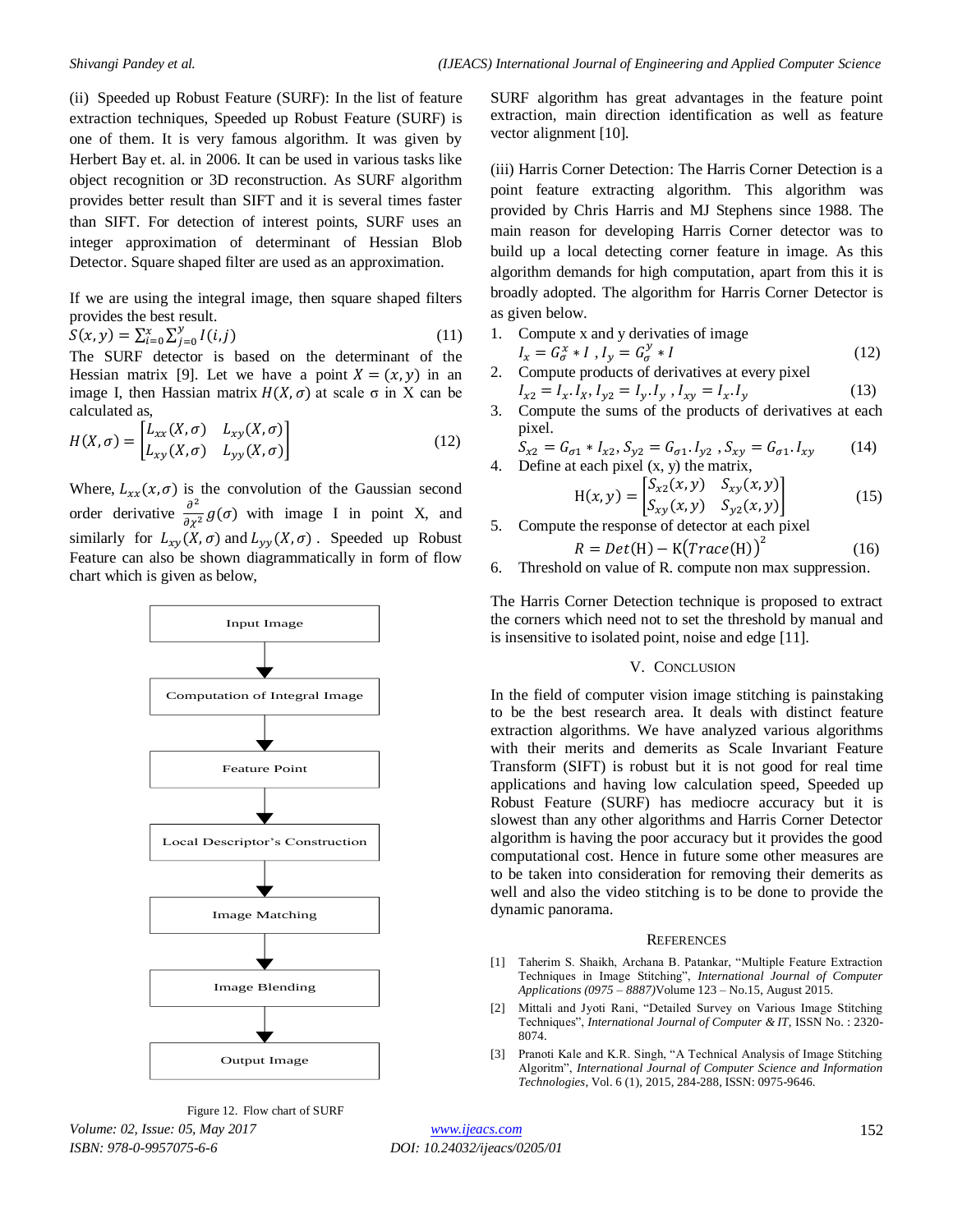(ii) Speeded up Robust Feature (SURF): In the list of feature extraction techniques, Speeded up Robust Feature (SURF) is one of them. It is very famous algorithm. It was given by Herbert Bay et. al. in 2006. It can be used in various tasks like object recognition or 3D reconstruction. As SURF algorithm provides better result than SIFT and it is several times faster than SIFT. For detection of interest points, SURF uses an integer approximation of determinant of Hessian Blob Detector. Square shaped filter are used as an approximation.

If we are using the integral image, then square shaped filters provides the best result.

$$S(x,y) = \sum_{i=0}^{x} \sum_{j=0}^{y} I(i,j) \tag{11}$$

The SURF detector is based on the determinant of the Hessian matrix [9]. Let we have a point $X = (x, y)$ in an image I, then Hassian matrix $H(X, \sigma)$ at scale σ in X can be calculated as,

$$H(X,\sigma) = \begin{bmatrix} L_{xx}(X,\sigma) & L_{xy}(X,\sigma) \\ L_{xy}(X,\sigma) & L_{yy}(X,\sigma) \end{bmatrix} \tag{12}$$

Where, $L_{xx}(x,\sigma)$ is the convolution of the Gaussian second order derivative $\frac{\partial^2}{\partial \chi^2} g(\sigma)$ with image I in point X, and similarly for $L_{xy}(X,\sigma)$ and $L_{yy}(X,\sigma)$. Speeded up Robust Feature can also be shown diagrammatically in form of flow chart which is given as below,

Input Image → Computation of Integral Image → Feature Point → Local Descriptor's Construction → Image Matching → Image Blending → Output Image

Figure 12. Flow chart of SURF

SURF algorithm has great advantages in the feature point extraction, main direction identification as well as feature vector alignment [10].

(iii) Harris Corner Detection: The Harris Corner Detection is a point feature extracting algorithm. This algorithm was provided by Chris Harris and MJ Stephens since 1988. The main reason for developing Harris Corner detector was to build up a local detecting corner feature in image. As this algorithm demands for high computation, apart from this it is broadly adopted. The algorithm for Harris Corner Detector is as given below.

1. Compute x and y derivaties of image
$$I_x = G_\sigma^x * I \; , I_y = G_\sigma^y * I \tag{12}$$
2. Compute products of derivatives at every pixel
$$I_{x2} = I_x . I_X, I_{y2} = I_y . I_y \; , I_{xy} = I_x . I_y \tag{13}$$
3. Compute the sums of the products of derivatives at each pixel.
$$S_{x2} = G_{\sigma 1} * I_{x2}, S_{y2} = G_{\sigma 1} . I_{y2} \; , S_{xy} = G_{\sigma 1} . I_{xy} \tag{14}$$
4. Define at each pixel (x, y) the matrix,
$$\mathrm{H}(x,y) = \begin{bmatrix} S_{x2}(x,y) & S_{xy}(x,y) \\ S_{xy}(x,y) & S_{y2}(x,y) \end{bmatrix} \tag{15}$$
5. Compute the response of detector at each pixel
$$R = Det(\mathrm{H}) - \mathrm{K}\big(Trace(\mathrm{H})\big)^2 \tag{16}$$
6. Threshold on value of R. compute non max suppression.

The Harris Corner Detection technique is proposed to extract the corners which need not to set the threshold by manual and is insensitive to isolated point, noise and edge [11].

## V. Conclusion

In the field of computer vision image stitching is painstaking to be the best research area. It deals with distinct feature extraction algorithms. We have analyzed various algorithms with their merits and demerits as Scale Invariant Feature Transform (SIFT) is robust but it is not good for real time applications and having low calculation speed, Speeded up Robust Feature (SURF) has mediocre accuracy but it is slowest than any other algorithms and Harris Corner Detector algorithm is having the poor accuracy but it provides the good computational cost. Hence in future some other measures are to be taken into consideration for removing their demerits as well and also the video stitching is to be done to provide the dynamic panorama.

## References

[1] Taherim S. Shaikh, Archana B. Patankar, "Multiple Feature Extraction Techniques in Image Stitching", *International Journal of Computer Applications (0975 – 8887)*Volume 123 – No.15, August 2015.

[2] Mittali and Jyoti Rani, "Detailed Survey on Various Image Stitching Techniques", *International Journal of Computer & IT*, ISSN No. : 2320-8074.

[3] Pranoti Kale and K.R. Singh, "A Technical Analysis of Image Stitching Algoritm", *International Journal of Computer Science and Information Technologies*, Vol. 6 (1), 2015, 284-288, ISSN: 0975-9646.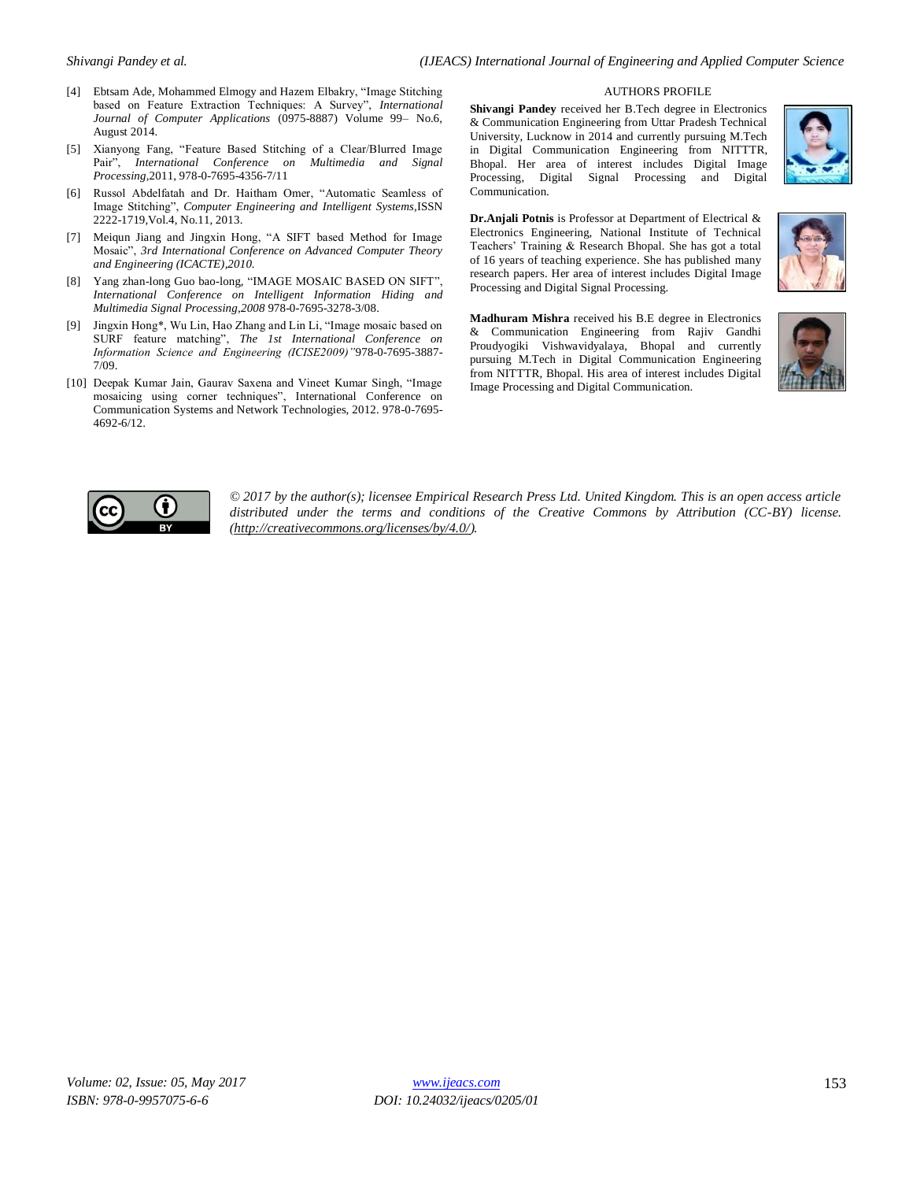[4] Ebtsam Ade, Mohammed Elmogy and Hazem Elbakry, "Image Stitching based on Feature Extraction Techniques: A Survey", *International Journal of Computer Applications* (0975-8887) Volume 99– No.6, August 2014.

[5] Xianyong Fang, "Feature Based Stitching of a Clear/Blurred Image Pair", *International Conference on Multimedia and Signal Processing*,2011, 978-0-7695-4356-7/11

[6] Russol Abdelfatah and Dr. Haitham Omer, "Automatic Seamless of Image Stitching", *Computer Engineering and Intelligent Systems*,ISSN 2222-1719,Vol.4, No.11, 2013.

[7] Meiqun Jiang and Jingxin Hong, "A SIFT based Method for Image Mosaic", *3rd International Conference on Advanced Computer Theory and Engineering (ICACTE),2010.*

[8] Yang zhan-long Guo bao-long, "IMAGE MOSAIC BASED ON SIFT", *International Conference on Intelligent Information Hiding and Multimedia Signal Processing,2008* 978-0-7695-3278-3/08.

[9] Jingxin Hong*, Wu Lin, Hao Zhang and Lin Li, "Image mosaic based on SURF feature matching", *The 1st International Conference on Information Science and Engineering (ICISE2009)"*978-0-7695-3887-7/09.

[10] Deepak Kumar Jain, Gaurav Saxena and Vineet Kumar Singh, "Image mosaicing using corner techniques", International Conference on Communication Systems and Network Technologies, 2012. 978-0-7695-4692-6/12.

## AUTHORS PROFILE

**Shivangi Pandey** received her B.Tech degree in Electronics & Communication Engineering from Uttar Pradesh Technical University, Lucknow in 2014 and currently pursuing M.Tech in Digital Communication Engineering from NITTTR, Bhopal. Her area of interest includes Digital Image Processing, Digital Signal Processing and Digital Communication.

**Dr.Anjali Potnis** is Professor at Department of Electrical & Electronics Engineering, National Institute of Technical Teachers' Training & Research Bhopal. She has got a total of 16 years of teaching experience. She has published many research papers. Her area of interest includes Digital Image Processing and Digital Signal Processing.

**Madhuram Mishra** received his B.E degree in Electronics & Communication Engineering from Rajiv Gandhi Proudyogiki Vishwavidyalaya, Bhopal and currently pursuing M.Tech in Digital Communication Engineering from NITTTR, Bhopal. His area of interest includes Digital Image Processing and Digital Communication.

*© 2017 by the author(s); licensee Empirical Research Press Ltd. United Kingdom. This is an open access article distributed under the terms and conditions of the Creative Commons by Attribution (CC-BY) license. (http://creativecommons.org/licenses/by/4.0/).*